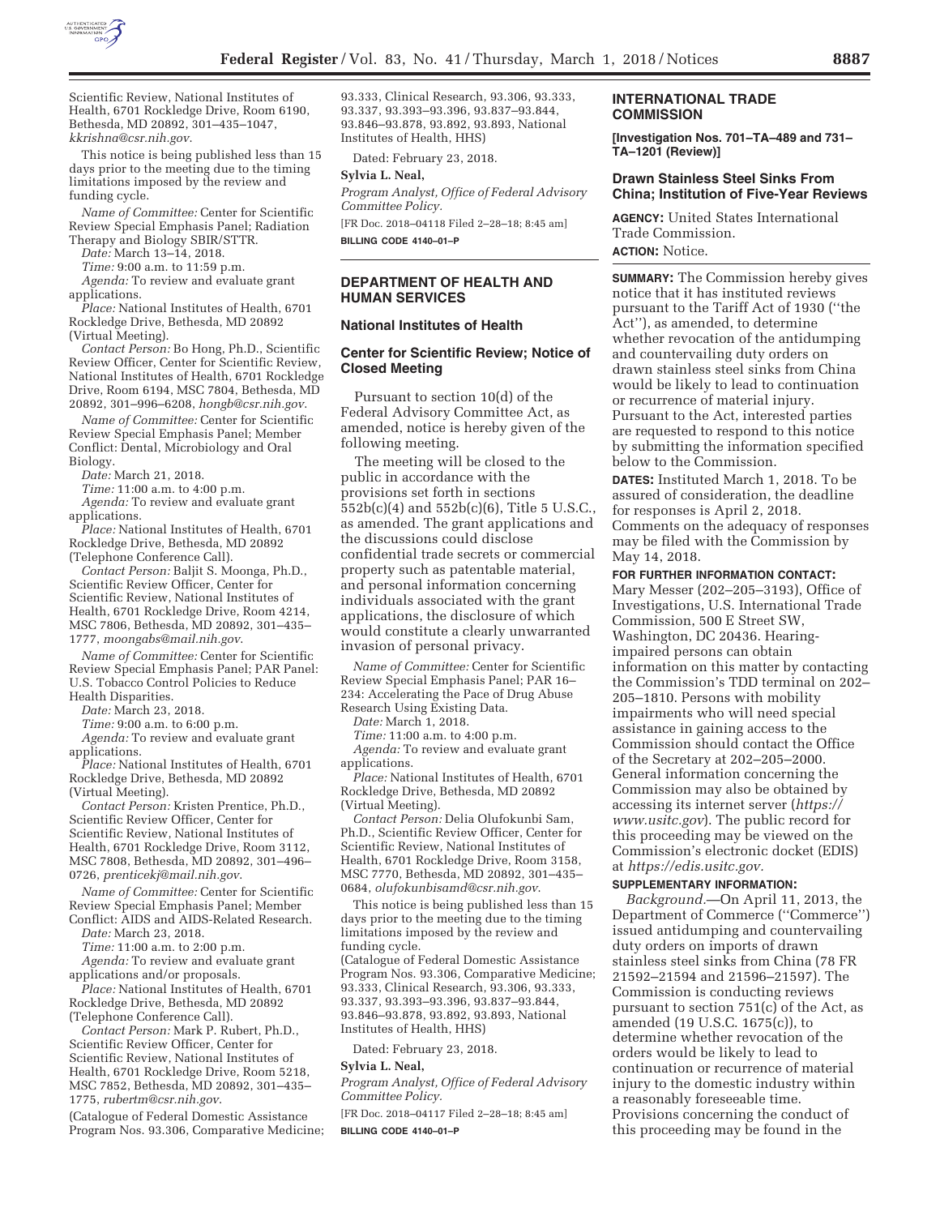Scientific Review, National Institutes of Health, 6701 Rockledge Drive, Room 6190, Bethesda, MD 20892, 301–435–1047, *kkrishna@csr.nih.gov*.

This notice is being published less than 15 days prior to the meeting due to the timing limitations imposed by the review and funding cycle.

*Name of Committee:* Center for Scientific Review Special Emphasis Panel; Radiation Therapy and Biology SBIR/STTR.

*Date:* March 13–14, 2018.

*Time:* 9:00 a.m. to 11:59 p.m.

*Agenda:* To review and evaluate grant applications.

*Place:* National Institutes of Health, 6701 Rockledge Drive, Bethesda, MD 20892 (Virtual Meeting).

*Contact Person:* Bo Hong, Ph.D., Scientific Review Officer, Center for Scientific Review, National Institutes of Health, 6701 Rockledge Drive, Room 6194, MSC 7804, Bethesda, MD 20892, 301–996–6208, *hongb@csr.nih.gov*.

*Name of Committee:* Center for Scientific Review Special Emphasis Panel; Member Conflict: Dental, Microbiology and Oral Biology.

*Date:* March 21, 2018.

*Time:* 11:00 a.m. to 4:00 p.m.

*Agenda:* To review and evaluate grant applications.

*Place:* National Institutes of Health, 6701 Rockledge Drive, Bethesda, MD 20892 (Telephone Conference Call).

*Contact Person:* Baljit S. Moonga, Ph.D., Scientific Review Officer, Center for Scientific Review, National Institutes of Health, 6701 Rockledge Drive, Room 4214, MSC 7806, Bethesda, MD 20892, 301–435–1777, *moongabs@mail.nih.gov*.

*Name of Committee:* Center for Scientific Review Special Emphasis Panel; PAR Panel: U.S. Tobacco Control Policies to Reduce Health Disparities.

*Date:* March 23, 2018.

*Time:* 9:00 a.m. to 6:00 p.m.

*Agenda:* To review and evaluate grant applications.

*Place:* National Institutes of Health, 6701 Rockledge Drive, Bethesda, MD 20892 (Virtual Meeting).

*Contact Person:* Kristen Prentice, Ph.D., Scientific Review Officer, Center for Scientific Review, National Institutes of Health, 6701 Rockledge Drive, Room 3112, MSC 7808, Bethesda, MD 20892, 301–496–0726, *prenticekj@mail.nih.gov*.

*Name of Committee:* Center for Scientific Review Special Emphasis Panel; Member Conflict: AIDS and AIDS-Related Research.

*Date:* March 23, 2018.

*Time:* 11:00 a.m. to 2:00 p.m.

*Agenda:* To review and evaluate grant applications and/or proposals.

*Place:* National Institutes of Health, 6701 Rockledge Drive, Bethesda, MD 20892 (Telephone Conference Call).

*Contact Person:* Mark P. Rubert, Ph.D., Scientific Review Officer, Center for Scientific Review, National Institutes of Health, 6701 Rockledge Drive, Room 5218, MSC 7852, Bethesda, MD 20892, 301–435–1775, *rubertm@csr.nih.gov*.

(Catalogue of Federal Domestic Assistance Program Nos. 93.306, Comparative Medicine; 93.333, Clinical Research, 93.306, 93.333, 93.337, 93.393–93.396, 93.837–93.844, 93.846–93.878, 93.892, 93.893, National Institutes of Health, HHS)

Dated: February 23, 2018.

**Sylvia L. Neal,**

*Program Analyst, Office of Federal Advisory Committee Policy.*

[FR Doc. 2018–04118 Filed 2–28–18; 8:45 am]

**BILLING CODE 4140–01–P**

## DEPARTMENT OF HEALTH AND HUMAN SERVICES

### National Institutes of Health

### Center for Scientific Review; Notice of Closed Meeting

Pursuant to section 10(d) of the Federal Advisory Committee Act, as amended, notice is hereby given of the following meeting.

The meeting will be closed to the public in accordance with the provisions set forth in sections 552b(c)(4) and 552b(c)(6), Title 5 U.S.C., as amended. The grant applications and the discussions could disclose confidential trade secrets or commercial property such as patentable material, and personal information concerning individuals associated with the grant applications, the disclosure of which would constitute a clearly unwarranted invasion of personal privacy.

*Name of Committee:* Center for Scientific Review Special Emphasis Panel; PAR 16–234: Accelerating the Pace of Drug Abuse Research Using Existing Data.

*Date:* March 1, 2018.

*Time:* 11:00 a.m. to 4:00 p.m.

*Agenda:* To review and evaluate grant applications.

*Place:* National Institutes of Health, 6701 Rockledge Drive, Bethesda, MD 20892 (Virtual Meeting).

*Contact Person:* Delia Olufokunbi Sam, Ph.D., Scientific Review Officer, Center for Scientific Review, National Institutes of Health, 6701 Rockledge Drive, Room 3158, MSC 7770, Bethesda, MD 20892, 301–435–0684, *olufokunbisamd@csr.nih.gov*.

This notice is being published less than 15 days prior to the meeting due to the timing limitations imposed by the review and funding cycle.

(Catalogue of Federal Domestic Assistance Program Nos. 93.306, Comparative Medicine; 93.333, Clinical Research, 93.306, 93.333, 93.337, 93.393–93.396, 93.837–93.844, 93.846–93.878, 93.892, 93.893, National Institutes of Health, HHS)

Dated: February 23, 2018.

**Sylvia L. Neal,**

*Program Analyst, Office of Federal Advisory Committee Policy.*

[FR Doc. 2018–04117 Filed 2–28–18; 8:45 am]

**BILLING CODE 4140–01–P**

## INTERNATIONAL TRADE COMMISSION

**[Investigation Nos. 701–TA–489 and 731–TA–1201 (Review)]**

### Drawn Stainless Steel Sinks From China; Institution of Five-Year Reviews

**AGENCY:** United States International Trade Commission.

**ACTION:** Notice.

**SUMMARY:** The Commission hereby gives notice that it has instituted reviews pursuant to the Tariff Act of 1930 (''the Act''), as amended, to determine whether revocation of the antidumping and countervailing duty orders on drawn stainless steel sinks from China would be likely to lead to continuation or recurrence of material injury. Pursuant to the Act, interested parties are requested to respond to this notice by submitting the information specified below to the Commission.

**DATES:** Instituted March 1, 2018. To be assured of consideration, the deadline for responses is April 2, 2018. Comments on the adequacy of responses may be filed with the Commission by May 14, 2018.

**FOR FURTHER INFORMATION CONTACT:** Mary Messer (202–205–3193), Office of Investigations, U.S. International Trade Commission, 500 E Street SW, Washington, DC 20436. Hearing-impaired persons can obtain information on this matter by contacting the Commission's TDD terminal on 202–205–1810. Persons with mobility impairments who will need special assistance in gaining access to the Commission should contact the Office of the Secretary at 202–205–2000. General information concerning the Commission may also be obtained by accessing its internet server (*https://www.usitc.gov*). The public record for this proceeding may be viewed on the Commission's electronic docket (EDIS) at *https://edis.usitc.gov.*

**SUPPLEMENTARY INFORMATION:**

*Background.*—On April 11, 2013, the Department of Commerce (''Commerce'') issued antidumping and countervailing duty orders on imports of drawn stainless steel sinks from China (78 FR 21592–21594 and 21596–21597). The Commission is conducting reviews pursuant to section 751(c) of the Act, as amended (19 U.S.C. 1675(c)), to determine whether revocation of the orders would be likely to lead to continuation or recurrence of material injury to the domestic industry within a reasonably foreseeable time. Provisions concerning the conduct of this proceeding may be found in the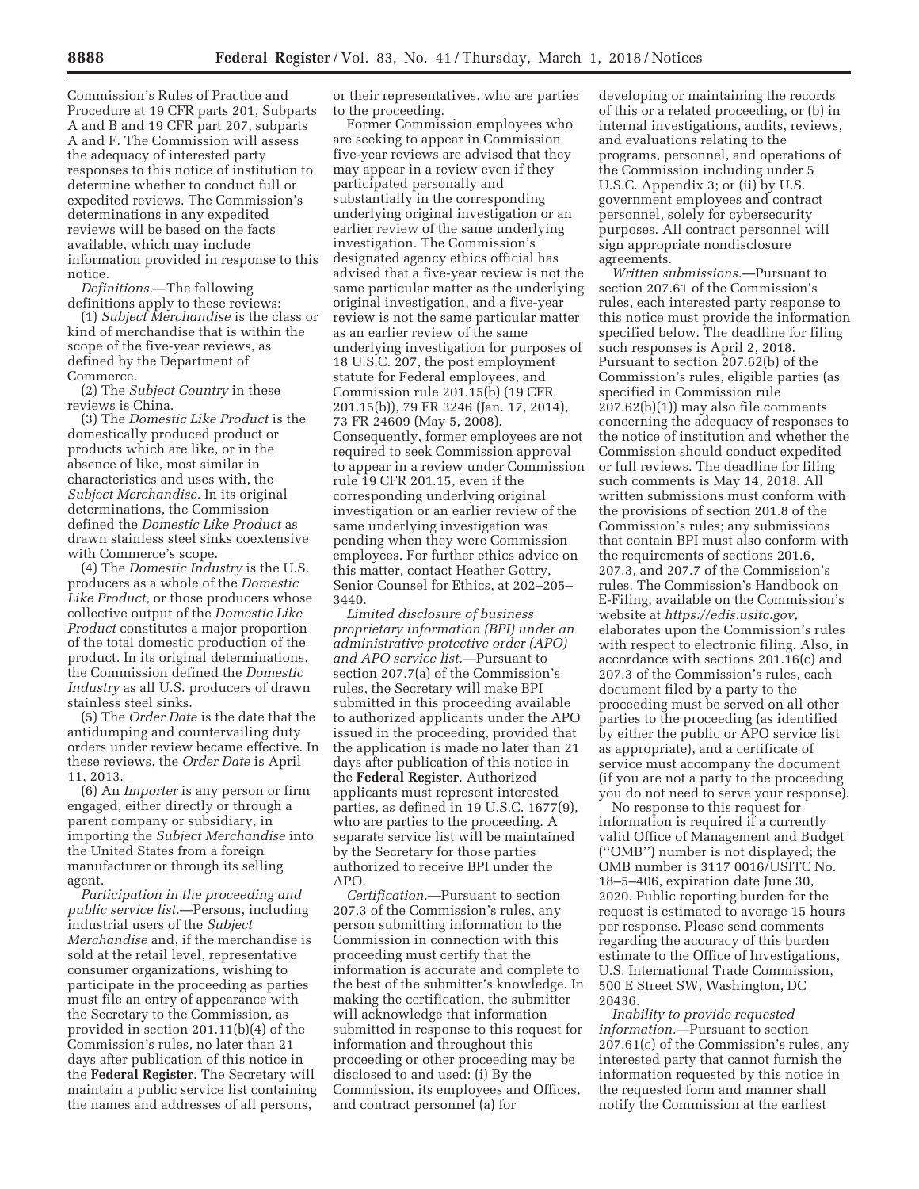Commission's Rules of Practice and Procedure at 19 CFR parts 201, Subparts A and B and 19 CFR part 207, subparts A and F. The Commission will assess the adequacy of interested party responses to this notice of institution to determine whether to conduct full or expedited reviews. The Commission's determinations in any expedited reviews will be based on the facts available, which may include information provided in response to this notice.

*Definitions.*—The following definitions apply to these reviews:

(1) *Subject Merchandise* is the class or kind of merchandise that is within the scope of the five-year reviews, as defined by the Department of Commerce.

(2) The *Subject Country* in these reviews is China.

(3) The *Domestic Like Product* is the domestically produced product or products which are like, or in the absence of like, most similar in characteristics and uses with, the *Subject Merchandise.* In its original determinations, the Commission defined the *Domestic Like Product* as drawn stainless steel sinks coextensive with Commerce's scope.

(4) The *Domestic Industry* is the U.S. producers as a whole of the *Domestic Like Product,* or those producers whose collective output of the *Domestic Like Product* constitutes a major proportion of the total domestic production of the product. In its original determinations, the Commission defined the *Domestic Industry* as all U.S. producers of drawn stainless steel sinks.

(5) The *Order Date* is the date that the antidumping and countervailing duty orders under review became effective. In these reviews, the *Order Date* is April 11, 2013.

(6) An *Importer* is any person or firm engaged, either directly or through a parent company or subsidiary, in importing the *Subject Merchandise* into the United States from a foreign manufacturer or through its selling agent.

*Participation in the proceeding and public service list.*—Persons, including industrial users of the *Subject Merchandise* and, if the merchandise is sold at the retail level, representative consumer organizations, wishing to participate in the proceeding as parties must file an entry of appearance with the Secretary to the Commission, as provided in section 201.11(b)(4) of the Commission's rules, no later than 21 days after publication of this notice in the **Federal Register**. The Secretary will maintain a public service list containing the names and addresses of all persons, or their representatives, who are parties to the proceeding.

Former Commission employees who are seeking to appear in Commission five-year reviews are advised that they may appear in a review even if they participated personally and substantially in the corresponding underlying original investigation or an earlier review of the same underlying investigation. The Commission's designated agency ethics official has advised that a five-year review is not the same particular matter as the underlying original investigation, and a five-year review is not the same particular matter as an earlier review of the same underlying investigation for purposes of 18 U.S.C. 207, the post employment statute for Federal employees, and Commission rule 201.15(b) (19 CFR 201.15(b)), 79 FR 3246 (Jan. 17, 2014), 73 FR 24609 (May 5, 2008). Consequently, former employees are not required to seek Commission approval to appear in a review under Commission rule 19 CFR 201.15, even if the corresponding underlying original investigation or an earlier review of the same underlying investigation was pending when they were Commission employees. For further ethics advice on this matter, contact Heather Gottry, Senior Counsel for Ethics, at 202–205–3440.

*Limited disclosure of business proprietary information (BPI) under an administrative protective order (APO) and APO service list.*—Pursuant to section 207.7(a) of the Commission's rules, the Secretary will make BPI submitted in this proceeding available to authorized applicants under the APO issued in the proceeding, provided that the application is made no later than 21 days after publication of this notice in the **Federal Register**. Authorized applicants must represent interested parties, as defined in 19 U.S.C. 1677(9), who are parties to the proceeding. A separate service list will be maintained by the Secretary for those parties authorized to receive BPI under the APO.

*Certification.*—Pursuant to section 207.3 of the Commission's rules, any person submitting information to the Commission in connection with this proceeding must certify that the information is accurate and complete to the best of the submitter's knowledge. In making the certification, the submitter will acknowledge that information submitted in response to this request for information and throughout this proceeding or other proceeding may be disclosed to and used: (i) By the Commission, its employees and Offices, and contract personnel (a) for developing or maintaining the records of this or a related proceeding, or (b) in internal investigations, audits, reviews, and evaluations relating to the programs, personnel, and operations of the Commission including under 5 U.S.C. Appendix 3; or (ii) by U.S. government employees and contract personnel, solely for cybersecurity purposes. All contract personnel will sign appropriate nondisclosure agreements.

*Written submissions.*—Pursuant to section 207.61 of the Commission's rules, each interested party response to this notice must provide the information specified below. The deadline for filing such responses is April 2, 2018. Pursuant to section 207.62(b) of the Commission's rules, eligible parties (as specified in Commission rule 207.62(b)(1)) may also file comments concerning the adequacy of responses to the notice of institution and whether the Commission should conduct expedited or full reviews. The deadline for filing such comments is May 14, 2018. All written submissions must conform with the provisions of section 201.8 of the Commission's rules; any submissions that contain BPI must also conform with the requirements of sections 201.6, 207.3, and 207.7 of the Commission's rules. The Commission's Handbook on E-Filing, available on the Commission's website at *https://edis.usitc.gov,* elaborates upon the Commission's rules with respect to electronic filing. Also, in accordance with sections 201.16(c) and 207.3 of the Commission's rules, each document filed by a party to the proceeding must be served on all other parties to the proceeding (as identified by either the public or APO service list as appropriate), and a certificate of service must accompany the document (if you are not a party to the proceeding you do not need to serve your response).

No response to this request for information is required if a currently valid Office of Management and Budget ("OMB") number is not displayed; the OMB number is 3117 0016/USITC No. 18–5–406, expiration date June 30, 2020. Public reporting burden for the request is estimated to average 15 hours per response. Please send comments regarding the accuracy of this burden estimate to the Office of Investigations, U.S. International Trade Commission, 500 E Street SW, Washington, DC 20436.

*Inability to provide requested information.*—Pursuant to section 207.61(c) of the Commission's rules, any interested party that cannot furnish the information requested by this notice in the requested form and manner shall notify the Commission at the earliest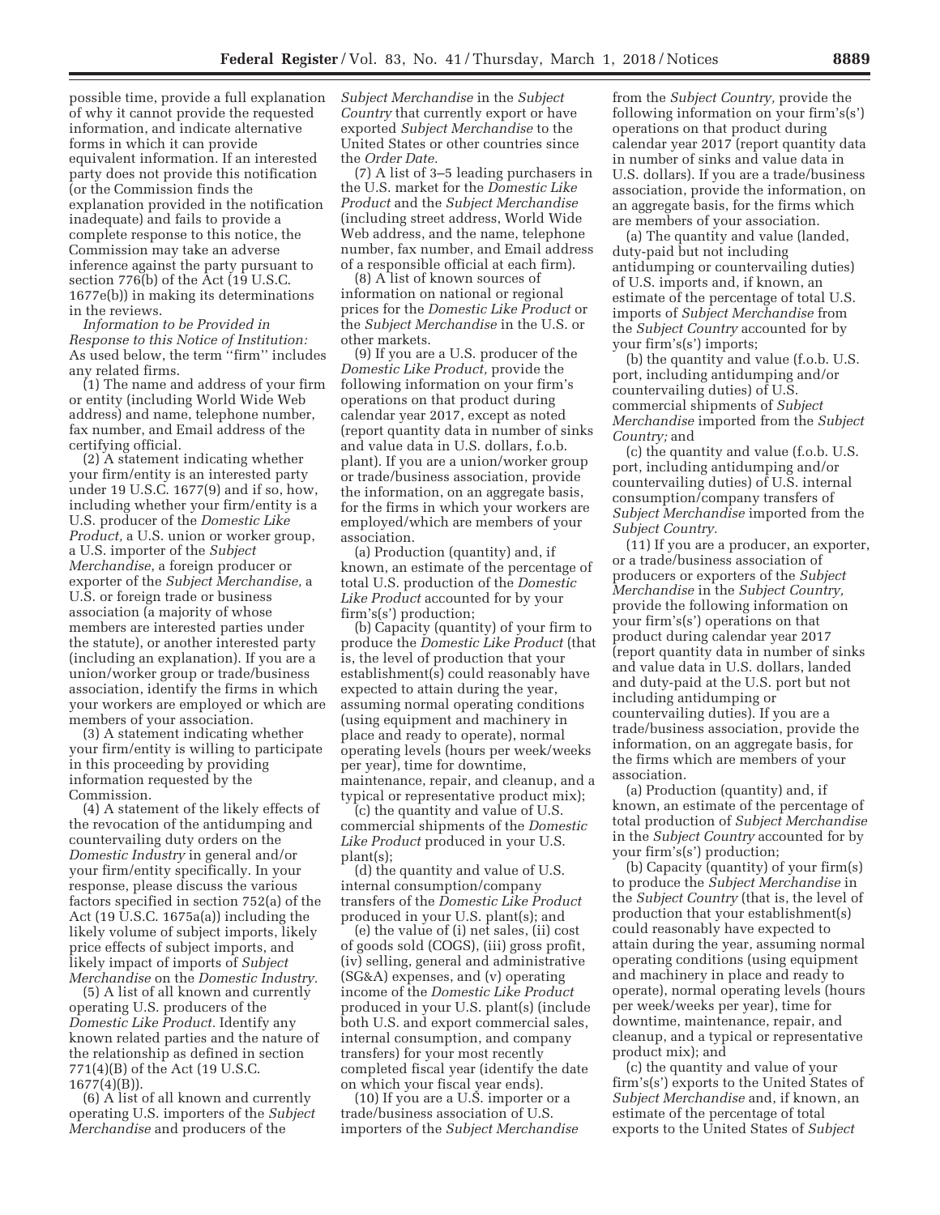possible time, provide a full explanation of why it cannot provide the requested information, and indicate alternative forms in which it can provide equivalent information. If an interested party does not provide this notification (or the Commission finds the explanation provided in the notification inadequate) and fails to provide a complete response to this notice, the Commission may take an adverse inference against the party pursuant to section 776(b) of the Act (19 U.S.C. 1677e(b)) in making its determinations in the reviews.

*Information to be Provided in Response to this Notice of Institution:* As used below, the term ''firm'' includes any related firms.

(1) The name and address of your firm or entity (including World Wide Web address) and name, telephone number, fax number, and Email address of the certifying official.

(2) A statement indicating whether your firm/entity is an interested party under 19 U.S.C. 1677(9) and if so, how, including whether your firm/entity is a U.S. producer of the *Domestic Like Product,* a U.S. union or worker group, a U.S. importer of the *Subject Merchandise*, a foreign producer or exporter of the *Subject Merchandise,* a U.S. or foreign trade or business association (a majority of whose members are interested parties under the statute), or another interested party (including an explanation). If you are a union/worker group or trade/business association, identify the firms in which your workers are employed or which are members of your association.

(3) A statement indicating whether your firm/entity is willing to participate in this proceeding by providing information requested by the Commission.

(4) A statement of the likely effects of the revocation of the antidumping and countervailing duty orders on the *Domestic Industry* in general and/or your firm/entity specifically. In your response, please discuss the various factors specified in section 752(a) of the Act (19 U.S.C. 1675a(a)) including the likely volume of subject imports, likely price effects of subject imports, and likely impact of imports of *Subject Merchandise* on the *Domestic Industry.*

(5) A list of all known and currently operating U.S. producers of the *Domestic Like Product.* Identify any known related parties and the nature of the relationship as defined in section 771(4)(B) of the Act (19 U.S.C. 1677(4)(B)).

(6) A list of all known and currently operating U.S. importers of the *Subject Merchandise* and producers of the *Subject Merchandise* in the *Subject Country* that currently export or have exported *Subject Merchandise* to the United States or other countries since the *Order Date.*

(7) A list of 3–5 leading purchasers in the U.S. market for the *Domestic Like Product* and the *Subject Merchandise* (including street address, World Wide Web address, and the name, telephone number, fax number, and Email address of a responsible official at each firm).

(8) A list of known sources of information on national or regional prices for the *Domestic Like Product* or the *Subject Merchandise* in the U.S. or other markets.

(9) If you are a U.S. producer of the *Domestic Like Product,* provide the following information on your firm's operations on that product during calendar year 2017, except as noted (report quantity data in number of sinks and value data in U.S. dollars, f.o.b. plant). If you are a union/worker group or trade/business association, provide the information, on an aggregate basis, for the firms in which your workers are employed/which are members of your association.

(a) Production (quantity) and, if known, an estimate of the percentage of total U.S. production of the *Domestic Like Product* accounted for by your firm's(s') production;

(b) Capacity (quantity) of your firm to produce the *Domestic Like Product* (that is, the level of production that your establishment(s) could reasonably have expected to attain during the year, assuming normal operating conditions (using equipment and machinery in place and ready to operate), normal operating levels (hours per week/weeks per year), time for downtime, maintenance, repair, and cleanup, and a typical or representative product mix);

(c) the quantity and value of U.S. commercial shipments of the *Domestic Like Product* produced in your U.S. plant(s);

(d) the quantity and value of U.S. internal consumption/company transfers of the *Domestic Like Product* produced in your U.S. plant(s); and

(e) the value of (i) net sales, (ii) cost of goods sold (COGS), (iii) gross profit, (iv) selling, general and administrative (SG&A) expenses, and (v) operating income of the *Domestic Like Product* produced in your U.S. plant(s) (include both U.S. and export commercial sales, internal consumption, and company transfers) for your most recently completed fiscal year (identify the date on which your fiscal year ends).

(10) If you are a U.S. importer or a trade/business association of U.S. importers of the *Subject Merchandise* from the *Subject Country,* provide the following information on your firm's(s') operations on that product during calendar year 2017 (report quantity data in number of sinks and value data in U.S. dollars). If you are a trade/business association, provide the information, on an aggregate basis, for the firms which are members of your association.

(a) The quantity and value (landed, duty-paid but not including antidumping or countervailing duties) of U.S. imports and, if known, an estimate of the percentage of total U.S. imports of *Subject Merchandise* from the *Subject Country* accounted for by your firm's(s') imports;

(b) the quantity and value (f.o.b. U.S. port, including antidumping and/or countervailing duties) of U.S. commercial shipments of *Subject Merchandise* imported from the *Subject Country;* and

(c) the quantity and value (f.o.b. U.S. port, including antidumping and/or countervailing duties) of U.S. internal consumption/company transfers of *Subject Merchandise* imported from the *Subject Country.*

(11) If you are a producer, an exporter, or a trade/business association of producers or exporters of the *Subject Merchandise* in the *Subject Country,* provide the following information on your firm's(s') operations on that product during calendar year 2017 (report quantity data in number of sinks and value data in U.S. dollars, landed and duty-paid at the U.S. port but not including antidumping or countervailing duties). If you are a trade/business association, provide the information, on an aggregate basis, for the firms which are members of your association.

(a) Production (quantity) and, if known, an estimate of the percentage of total production of *Subject Merchandise* in the *Subject Country* accounted for by your firm's(s') production;

(b) Capacity (quantity) of your firm(s) to produce the *Subject Merchandise* in the *Subject Country* (that is, the level of production that your establishment(s) could reasonably have expected to attain during the year, assuming normal operating conditions (using equipment and machinery in place and ready to operate), normal operating levels (hours per week/weeks per year), time for downtime, maintenance, repair, and cleanup, and a typical or representative product mix); and

(c) the quantity and value of your firm's(s') exports to the United States of *Subject Merchandise* and, if known, an estimate of the percentage of total exports to the United States of *Subject*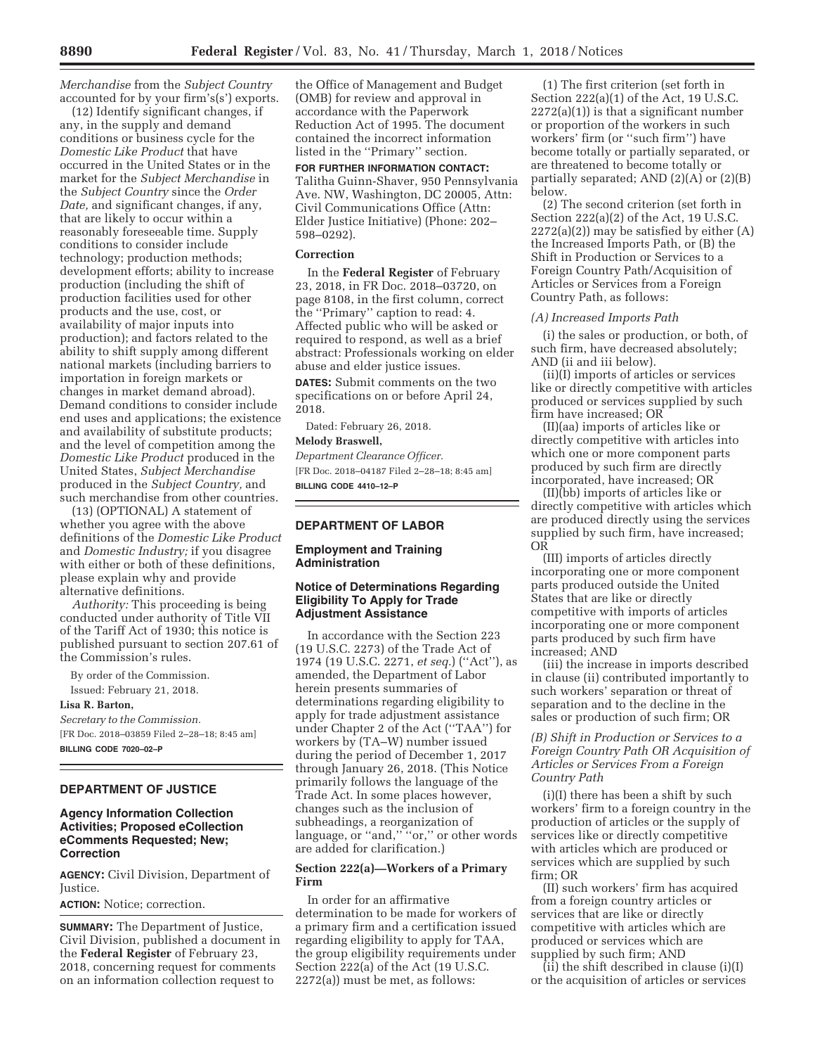*Merchandise* from the *Subject Country* accounted for by your firm's(s') exports.

(12) Identify significant changes, if any, in the supply and demand conditions or business cycle for the *Domestic Like Product* that have occurred in the United States or in the market for the *Subject Merchandise* in the *Subject Country* since the *Order Date,* and significant changes, if any, that are likely to occur within a reasonably foreseeable time. Supply conditions to consider include technology; production methods; development efforts; ability to increase production (including the shift of production facilities used for other products and the use, cost, or availability of major inputs into production); and factors related to the ability to shift supply among different national markets (including barriers to importation in foreign markets or changes in market demand abroad). Demand conditions to consider include end uses and applications; the existence and availability of substitute products; and the level of competition among the *Domestic Like Product* produced in the United States, *Subject Merchandise* produced in the *Subject Country,* and such merchandise from other countries.

(13) (OPTIONAL) A statement of whether you agree with the above definitions of the *Domestic Like Product* and *Domestic Industry;* if you disagree with either or both of these definitions, please explain why and provide alternative definitions.

*Authority:* This proceeding is being conducted under authority of Title VII of the Tariff Act of 1930; this notice is published pursuant to section 207.61 of the Commission's rules.

By order of the Commission.

Issued: February 21, 2018.

**Lisa R. Barton,**

*Secretary to the Commission.*

[FR Doc. 2018–03859 Filed 2–28–18; 8:45 am]

**BILLING CODE 7020–02–P**

## DEPARTMENT OF JUSTICE

### Agency Information Collection Activities; Proposed eCollection eComments Requested; New; Correction

**AGENCY:** Civil Division, Department of Justice.

**ACTION:** Notice; correction.

**SUMMARY:** The Department of Justice, Civil Division, published a document in the **Federal Register** of February 23, 2018, concerning request for comments on an information collection request to the Office of Management and Budget (OMB) for review and approval in accordance with the Paperwork Reduction Act of 1995. The document contained the incorrect information listed in the ''Primary'' section.

**FOR FURTHER INFORMATION CONTACT:** Talitha Guinn-Shaver, 950 Pennsylvania Ave. NW, Washington, DC 20005, Attn: Civil Communications Office (Attn: Elder Justice Initiative) (Phone: 202–598–0292).

**Correction**

In the **Federal Register** of February 23, 2018, in FR Doc. 2018–03720, on page 8108, in the first column, correct the ''Primary'' caption to read: 4. Affected public who will be asked or required to respond, as well as a brief abstract: Professionals working on elder abuse and elder justice issues.

**DATES:** Submit comments on the two specifications on or before April 24, 2018.

Dated: February 26, 2018.

**Melody Braswell,**

*Department Clearance Officer.*

[FR Doc. 2018–04187 Filed 2–28–18; 8:45 am]

**BILLING CODE 4410–12–P**

## DEPARTMENT OF LABOR

### Employment and Training Administration

### Notice of Determinations Regarding Eligibility To Apply for Trade Adjustment Assistance

In accordance with the Section 223 (19 U.S.C. 2273) of the Trade Act of 1974 (19 U.S.C. 2271, *et seq.*) (''Act''), as amended, the Department of Labor herein presents summaries of determinations regarding eligibility to apply for trade adjustment assistance under Chapter 2 of the Act (''TAA'') for workers by (TA–W) number issued during the period of December 1, 2017 through January 26, 2018. (This Notice primarily follows the language of the Trade Act. In some places however, changes such as the inclusion of subheadings, a reorganization of language, or ''and,'' ''or,'' or other words are added for clarification.)

**Section 222(a)—Workers of a Primary Firm**

In order for an affirmative determination to be made for workers of a primary firm and a certification issued regarding eligibility to apply for TAA, the group eligibility requirements under Section 222(a) of the Act (19 U.S.C. 2272(a)) must be met, as follows:

(1) The first criterion (set forth in Section 222(a)(1) of the Act, 19 U.S.C. 2272(a)(1)) is that a significant number or proportion of the workers in such workers' firm (or ''such firm'') have become totally or partially separated, or are threatened to become totally or partially separated; AND (2)(A) or (2)(B) below.

(2) The second criterion (set forth in Section 222(a)(2) of the Act, 19 U.S.C. 2272(a)(2)) may be satisfied by either (A) the Increased Imports Path, or (B) the Shift in Production or Services to a Foreign Country Path/Acquisition of Articles or Services from a Foreign Country Path, as follows:

*(A) Increased Imports Path*

(i) the sales or production, or both, of such firm, have decreased absolutely; AND (ii and iii below).

(ii)(I) imports of articles or services like or directly competitive with articles produced or services supplied by such firm have increased; OR

(II)(aa) imports of articles like or directly competitive with articles into which one or more component parts produced by such firm are directly incorporated, have increased; OR

(II)(bb) imports of articles like or directly competitive with articles which are produced directly using the services supplied by such firm, have increased; OR

(III) imports of articles directly incorporating one or more component parts produced outside the United States that are like or directly competitive with imports of articles incorporating one or more component parts produced by such firm have increased; AND

(iii) the increase in imports described in clause (ii) contributed importantly to such workers' separation or threat of separation and to the decline in the sales or production of such firm; OR

*(B) Shift in Production or Services to a Foreign Country Path OR Acquisition of Articles or Services From a Foreign Country Path*

(i)(I) there has been a shift by such workers' firm to a foreign country in the production of articles or the supply of services like or directly competitive with articles which are produced or services which are supplied by such firm; OR

(II) such workers' firm has acquired from a foreign country articles or services that are like or directly competitive with articles which are produced or services which are supplied by such firm; AND

(ii) the shift described in clause (i)(I) or the acquisition of articles or services